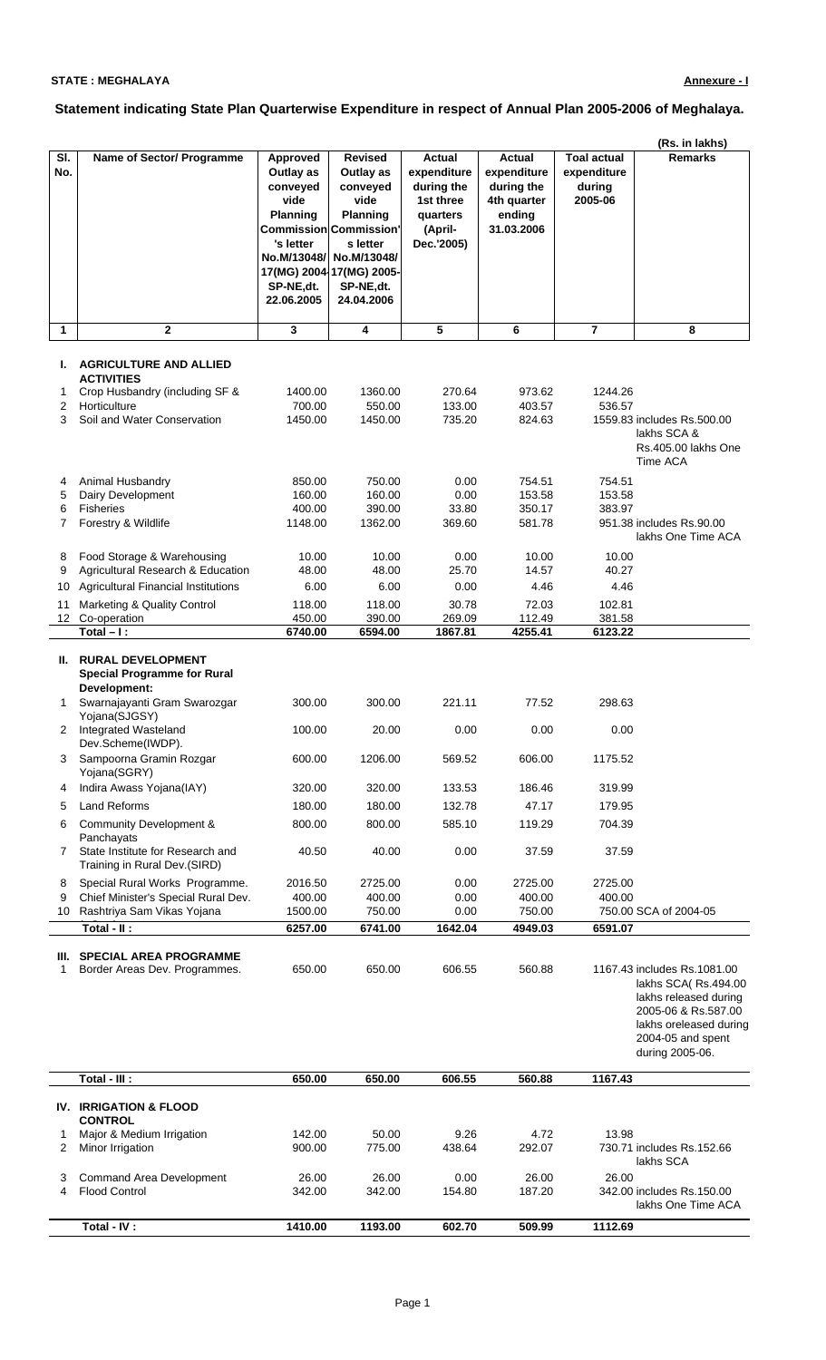**STATE : MEGHALAYA** **Annexure - I**

## Statement indicating State Plan Quarterwise Expenditure in respect of Annual Plan 2005-2006 of Meghalaya.

(Rs. in lakhs)

| Sl. No. | Name of Sector/ Programme | Approved Outlay as conveyed vide Planning Commission's letter No.M/13048/ 17(MG) 2004-SP-NE,dt. 22.06.2005 | Revised Outlay as conveyed vide Planning Commission's letter No.M/13048/ 17(MG) 2005-SP-NE,dt. 24.04.2006 | Actual expenditure during the 1st three quarters (April-Dec.'2005) | Actual expenditure during the 4th quarter ending 31.03.2006 | Toal actual expenditure during 2005-06 | Remarks |
|---|---|---|---|---|---|---|---|
| 1 | 2 | 3 | 4 | 5 | 6 | 7 | 8 |
| **I.** | **AGRICULTURE AND ALLIED ACTIVITIES** | | | | | | |
| 1 | Crop Husbandry (including SF & | 1400.00 | 1360.00 | 270.64 | 973.62 | 1244.26 | |
| 2 | Horticulture | 700.00 | 550.00 | 133.00 | 403.57 | 536.57 | |
| 3 | Soil and Water Conservation | 1450.00 | 1450.00 | 735.20 | 824.63 | 1559.83 | includes Rs.500.00 lakhs SCA & Rs.405.00 lakhs One Time ACA |
| 4 | Animal Husbandry | 850.00 | 750.00 | 0.00 | 754.51 | 754.51 | |
| 5 | Dairy Development | 160.00 | 160.00 | 0.00 | 153.58 | 153.58 | |
| 6 | Fisheries | 400.00 | 390.00 | 33.80 | 350.17 | 383.97 | |
| 7 | Forestry & Wildlife | 1148.00 | 1362.00 | 369.60 | 581.78 | 951.38 | includes Rs.90.00 lakhs One Time ACA |
| 8 | Food Storage & Warehousing | 10.00 | 10.00 | 0.00 | 10.00 | 10.00 | |
| 9 | Agricultural Research & Education | 48.00 | 48.00 | 25.70 | 14.57 | 40.27 | |
| 10 | Agricultural Financial Institutions | 6.00 | 6.00 | 0.00 | 4.46 | 4.46 | |
| 11 | Marketing & Quality Control | 118.00 | 118.00 | 30.78 | 72.03 | 102.81 | |
| 12 | Co-operation | 450.00 | 390.00 | 269.09 | 112.49 | 381.58 | |
| | **Total – I :** | **6740.00** | **6594.00** | **1867.81** | **4255.41** | **6123.22** | |
| **II.** | **RURAL DEVELOPMENT Special Programme for Rural Development:** | | | | | | |
| 1 | Swarnajayanti Gram Swarozgar Yojana(SJGSY) | 300.00 | 300.00 | 221.11 | 77.52 | 298.63 | |
| 2 | Integrated Wasteland Dev.Scheme(IWDP). | 100.00 | 20.00 | 0.00 | 0.00 | 0.00 | |
| 3 | Sampoorna Gramin Rozgar Yojana(SGRY) | 600.00 | 1206.00 | 569.52 | 606.00 | 1175.52 | |
| 4 | Indira Awass Yojana(IAY) | 320.00 | 320.00 | 133.53 | 186.46 | 319.99 | |
| 5 | Land Reforms | 180.00 | 180.00 | 132.78 | 47.17 | 179.95 | |
| 6 | Community Development & Panchayats | 800.00 | 800.00 | 585.10 | 119.29 | 704.39 | |
| 7 | State Institute for Research and Training in Rural Dev.(SIRD) | 40.50 | 40.00 | 0.00 | 37.59 | 37.59 | |
| 8 | Special Rural Works Programme. | 2016.50 | 2725.00 | 0.00 | 2725.00 | 2725.00 | |
| 9 | Chief Minister's Special Rural Dev. | 400.00 | 400.00 | 0.00 | 400.00 | 400.00 | |
| 10 | Rashtriya Sam Vikas Yojana | 1500.00 | 750.00 | 0.00 | 750.00 | 750.00 | SCA of 2004-05 |
| | **Total - II :** | **6257.00** | **6741.00** | **1642.04** | **4949.03** | **6591.07** | |
| **III.** | **SPECIAL AREA PROGRAMME** | | | | | | |
| 1 | Border Areas Dev. Programmes. | 650.00 | 650.00 | 606.55 | 560.88 | 1167.43 | includes Rs.1081.00 lakhs SCA( Rs.494.00 lakhs released during 2005-06 & Rs.587.00 lakhs oreleased during 2004-05 and spent during 2005-06. |
| | **Total - III :** | **650.00** | **650.00** | **606.55** | **560.88** | **1167.43** | |
| **IV.** | **IRRIGATION & FLOOD CONTROL** | | | | | | |
| 1 | Major & Medium Irrigation | 142.00 | 50.00 | 9.26 | 4.72 | 13.98 | |
| 2 | Minor Irrigation | 900.00 | 775.00 | 438.64 | 292.07 | 730.71 | includes Rs.152.66 lakhs SCA |
| 3 | Command Area Development | 26.00 | 26.00 | 0.00 | 26.00 | 26.00 | |
| 4 | Flood Control | 342.00 | 342.00 | 154.80 | 187.20 | 342.00 | includes Rs.150.00 lakhs One Time ACA |
| | **Total - IV :** | **1410.00** | **1193.00** | **602.70** | **509.99** | **1112.69** | |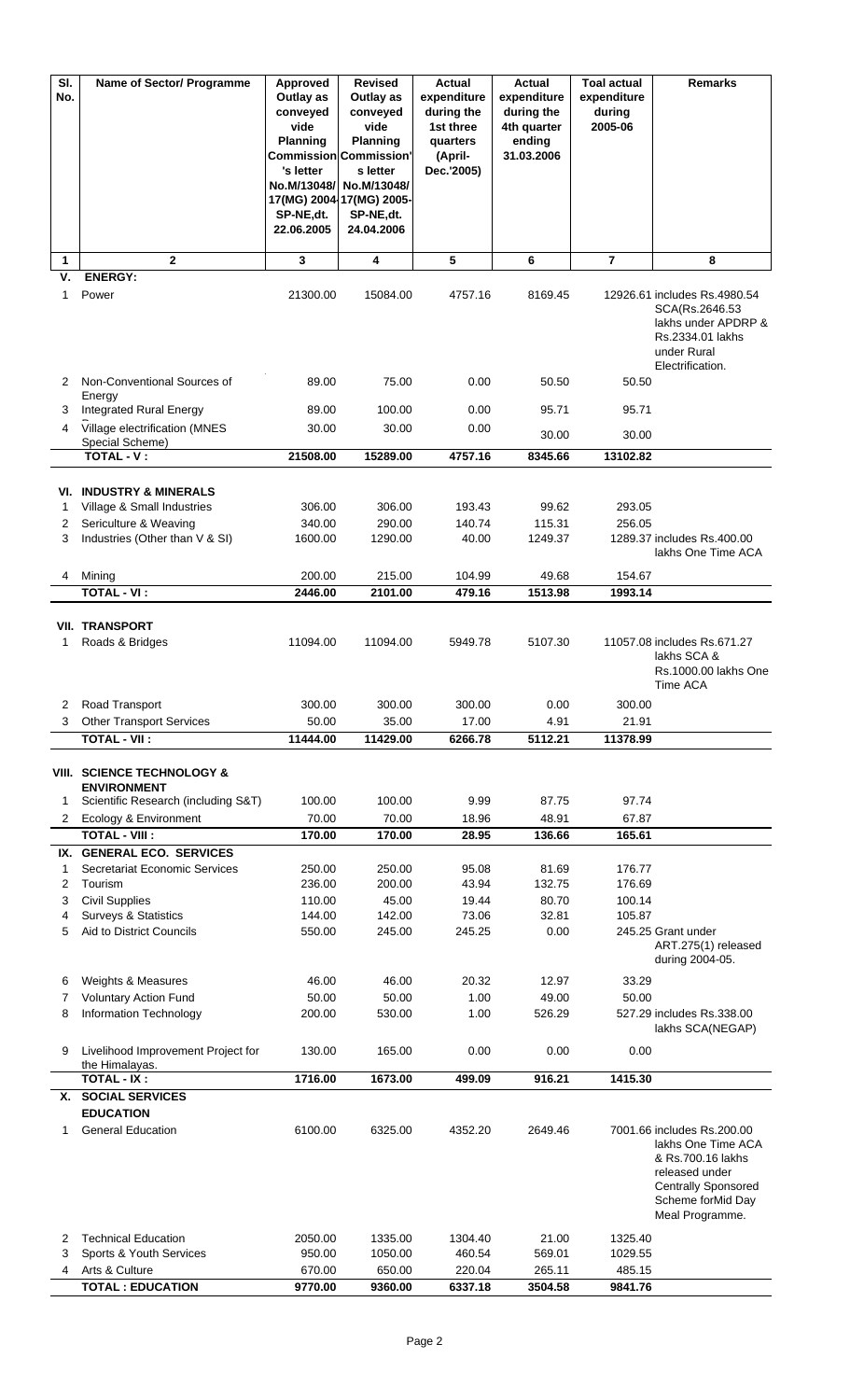| Sl. No. | Name of Sector/ Programme | Approved Outlay as conveyed vide Planning Commission's letter No.M/13048/ 17(MG) 2004-SP-NE,dt. 22.06.2005 | Revised Outlay as conveyed vide Planning Commission's letter No.M/13048/ 17(MG) 2005-SP-NE,dt. 24.04.2006 | Actual expenditure during the 1st three quarters (April-Dec.'2005) | Actual expenditure during the 4th quarter ending 31.03.2006 | Toal actual expenditure during 2005-06 | Remarks |
|---|---|---|---|---|---|---|---|
| 1 | 2 | 3 | 4 | 5 | 6 | 7 | 8 |
| V. | **ENERGY:** | | | | | | |
| 1 | Power | 21300.00 | 15084.00 | 4757.16 | 8169.45 | 12926.61 | includes Rs.4980.54 SCA(Rs.2646.53 lakhs under APDRP & Rs.2334.01 lakhs under Rural Electrification. |
| 2 | Non-Conventional Sources of Energy | 89.00 | 75.00 | 0.00 | 50.50 | 50.50 | |
| 3 | Integrated Rural Energy | 89.00 | 100.00 | 0.00 | 95.71 | 95.71 | |
| 4 | Village electrification (MNES Special Scheme) | 30.00 | 30.00 | 0.00 | 30.00 | 30.00 | |
| | **TOTAL - V :** | **21508.00** | **15289.00** | **4757.16** | **8345.66** | **13102.82** | |
| VI. | **INDUSTRY & MINERALS** | | | | | | |
| 1 | Village & Small Industries | 306.00 | 306.00 | 193.43 | 99.62 | 293.05 | |
| 2 | Sericulture & Weaving | 340.00 | 290.00 | 140.74 | 115.31 | 256.05 | |
| 3 | Industries (Other than V & SI) | 1600.00 | 1290.00 | 40.00 | 1249.37 | 1289.37 | includes Rs.400.00 lakhs One Time ACA |
| 4 | Mining | 200.00 | 215.00 | 104.99 | 49.68 | 154.67 | |
| | **TOTAL - VI :** | **2446.00** | **2101.00** | **479.16** | **1513.98** | **1993.14** | |
| VII. | **TRANSPORT** | | | | | | |
| 1 | Roads & Bridges | 11094.00 | 11094.00 | 5949.78 | 5107.30 | 11057.08 | includes Rs.671.27 lakhs SCA & Rs.1000.00 lakhs One Time ACA |
| 2 | Road Transport | 300.00 | 300.00 | 300.00 | 0.00 | 300.00 | |
| 3 | Other Transport Services | 50.00 | 35.00 | 17.00 | 4.91 | 21.91 | |
| | **TOTAL - VII :** | **11444.00** | **11429.00** | **6266.78** | **5112.21** | **11378.99** | |
| VIII. | **SCIENCE TECHNOLOGY & ENVIRONMENT** | | | | | | |
| 1 | Scientific Research (including S&T) | 100.00 | 100.00 | 9.99 | 87.75 | 97.74 | |
| 2 | Ecology & Environment | 70.00 | 70.00 | 18.96 | 48.91 | 67.87 | |
| | **TOTAL - VIII :** | **170.00** | **170.00** | **28.95** | **136.66** | **165.61** | |
| IX. | **GENERAL ECO. SERVICES** | | | | | | |
| 1 | Secretariat Economic Services | 250.00 | 250.00 | 95.08 | 81.69 | 176.77 | |
| 2 | Tourism | 236.00 | 200.00 | 43.94 | 132.75 | 176.69 | |
| 3 | Civil Supplies | 110.00 | 45.00 | 19.44 | 80.70 | 100.14 | |
| 4 | Surveys & Statistics | 144.00 | 142.00 | 73.06 | 32.81 | 105.87 | |
| 5 | Aid to District Councils | 550.00 | 245.00 | 245.25 | 0.00 | 245.25 | Grant under ART.275(1) released during 2004-05. |
| 6 | Weights & Measures | 46.00 | 46.00 | 20.32 | 12.97 | 33.29 | |
| 7 | Voluntary Action Fund | 50.00 | 50.00 | 1.00 | 49.00 | 50.00 | |
| 8 | Information Technology | 200.00 | 530.00 | 1.00 | 526.29 | 527.29 | includes Rs.338.00 lakhs SCA(NEGAP) |
| 9 | Livelihood Improvement Project for the Himalayas. | 130.00 | 165.00 | 0.00 | 0.00 | 0.00 | |
| | **TOTAL - IX :** | **1716.00** | **1673.00** | **499.09** | **916.21** | **1415.30** | |
| X. | **SOCIAL SERVICES** | | | | | | |
| | **EDUCATION** | | | | | | |
| 1 | General Education | 6100.00 | 6325.00 | 4352.20 | 2649.46 | 7001.66 | includes Rs.200.00 lakhs One Time ACA & Rs.700.16 lakhs released under Centrally Sponsored Scheme forMid Day Meal Programme. |
| 2 | Technical Education | 2050.00 | 1335.00 | 1304.40 | 21.00 | 1325.40 | |
| 3 | Sports & Youth Services | 950.00 | 1050.00 | 460.54 | 569.01 | 1029.55 | |
| 4 | Arts & Culture | 670.00 | 650.00 | 220.04 | 265.11 | 485.15 | |
| | **TOTAL : EDUCATION** | **9770.00** | **9360.00** | **6337.18** | **3504.58** | **9841.76** | |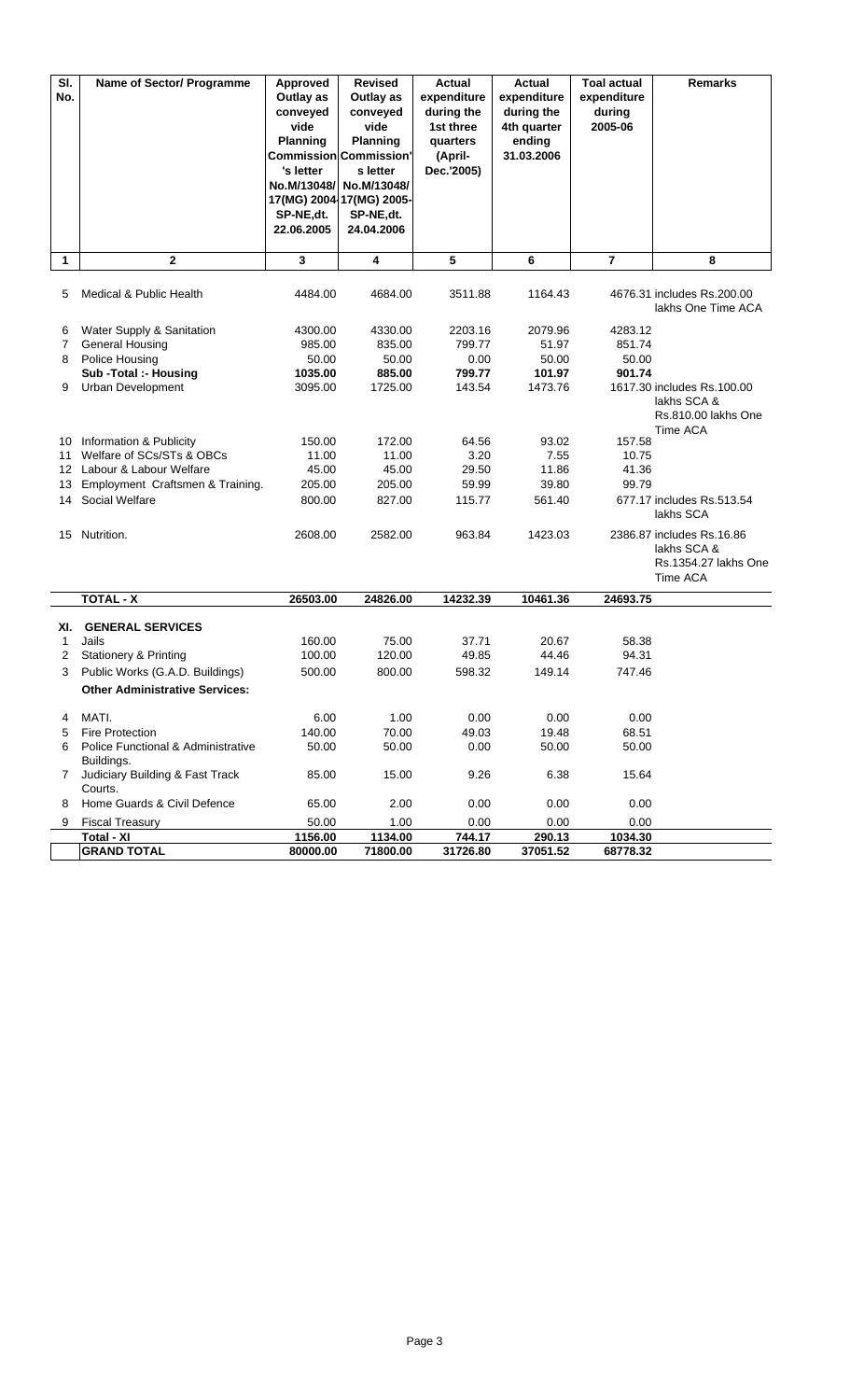| Sl. No. | Name of Sector/ Programme | Approved Outlay as conveyed vide Planning Commission's letter No.M/13048/ 17(MG) 2004-SP-NE,dt. 22.06.2005 | Revised Outlay as conveyed vide Planning Commission's letter No.M/13048/ 17(MG) 2005-SP-NE,dt. 24.04.2006 | Actual expenditure during the 1st three quarters (April-Dec.'2005) | Actual expenditure during the 4th quarter ending 31.03.2006 | Toal actual expenditure during 2005-06 | Remarks |
|---|---|---|---|---|---|---|---|
| 1 | 2 | 3 | 4 | 5 | 6 | 7 | 8 |
| 5 | Medical & Public Health | 4484.00 | 4684.00 | 3511.88 | 1164.43 | 4676.31 | includes Rs.200.00 lakhs One Time ACA |
| 6 | Water Supply & Sanitation | 4300.00 | 4330.00 | 2203.16 | 2079.96 | 4283.12 | |
| 7 | General Housing | 985.00 | 835.00 | 799.77 | 51.97 | 851.74 | |
| 8 | Police Housing | 50.00 | 50.00 | 0.00 | 50.00 | 50.00 | |
| | **Sub -Total :- Housing** | **1035.00** | **885.00** | **799.77** | **101.97** | **901.74** | |
| 9 | Urban Development | 3095.00 | 1725.00 | 143.54 | 1473.76 | 1617.30 | includes Rs.100.00 lakhs SCA & Rs.810.00 lakhs One Time ACA |
| 10 | Information & Publicity | 150.00 | 172.00 | 64.56 | 93.02 | 157.58 | |
| 11 | Welfare of SCs/STs & OBCs | 11.00 | 11.00 | 3.20 | 7.55 | 10.75 | |
| 12 | Labour & Labour Welfare | 45.00 | 45.00 | 29.50 | 11.86 | 41.36 | |
| 13 | Employment Craftsmen & Training. | 205.00 | 205.00 | 59.99 | 39.80 | 99.79 | |
| 14 | Social Welfare | 800.00 | 827.00 | 115.77 | 561.40 | 677.17 | includes Rs.513.54 lakhs SCA |
| 15 | Nutrition. | 2608.00 | 2582.00 | 963.84 | 1423.03 | 2386.87 | includes Rs.16.86 lakhs SCA & Rs.1354.27 lakhs One Time ACA |
| | **TOTAL - X** | **26503.00** | **24826.00** | **14232.39** | **10461.36** | **24693.75** | |
| **XI.** | **GENERAL SERVICES** | | | | | | |
| 1 | Jails | 160.00 | 75.00 | 37.71 | 20.67 | 58.38 | |
| 2 | Stationery & Printing | 100.00 | 120.00 | 49.85 | 44.46 | 94.31 | |
| 3 | Public Works (G.A.D. Buildings) | 500.00 | 800.00 | 598.32 | 149.14 | 747.46 | |
| | **Other Administrative Services:** | | | | | | |
| 4 | MATI. | 6.00 | 1.00 | 0.00 | 0.00 | 0.00 | |
| 5 | Fire Protection | 140.00 | 70.00 | 49.03 | 19.48 | 68.51 | |
| 6 | Police Functional & Administrative Buildings. | 50.00 | 50.00 | 0.00 | 50.00 | 50.00 | |
| 7 | Judiciary Building & Fast Track Courts. | 85.00 | 15.00 | 9.26 | 6.38 | 15.64 | |
| 8 | Home Guards & Civil Defence | 65.00 | 2.00 | 0.00 | 0.00 | 0.00 | |
| 9 | Fiscal Treasury | 50.00 | 1.00 | 0.00 | 0.00 | 0.00 | |
| | **Total - XI** | **1156.00** | **1134.00** | **744.17** | **290.13** | **1034.30** | |
| | **GRAND TOTAL** | **80000.00** | **71800.00** | **31726.80** | **37051.52** | **68778.32** | |